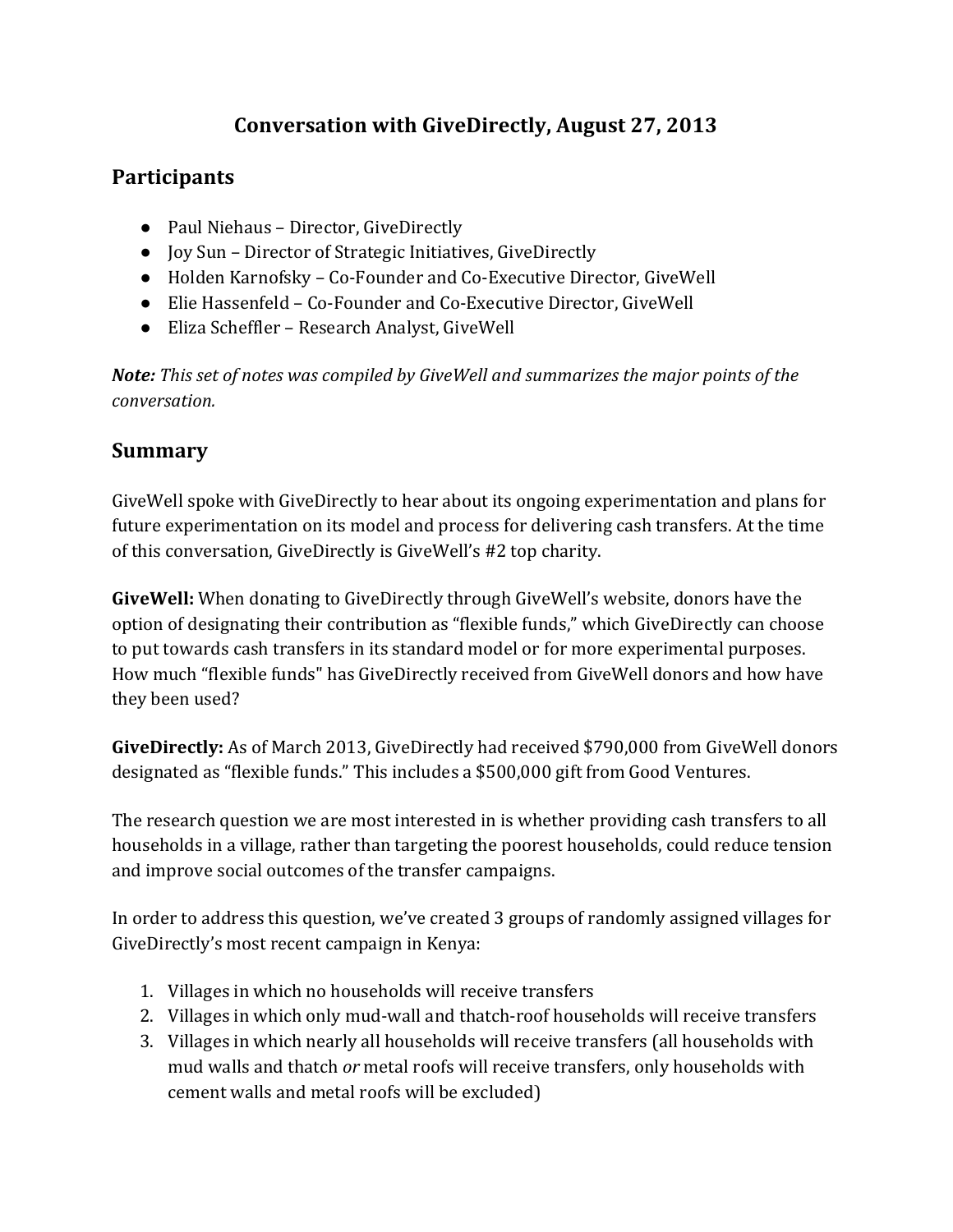# Conversation with GiveDirectly, August 27, 2013

## Participants

- Paul Niehaus – Director, GiveDirectly
- Joy Sun – Director of Strategic Initiatives, GiveDirectly
- Holden Karnofsky – Co-Founder and Co-Executive Director, GiveWell
- Elie Hassenfeld – Co-Founder and Co-Executive Director, GiveWell
- Eliza Scheffler – Research Analyst, GiveWell

***Note:*** *This set of notes was compiled by GiveWell and summarizes the major points of the conversation.*

## Summary

GiveWell spoke with GiveDirectly to hear about its ongoing experimentation and plans for future experimentation on its model and process for delivering cash transfers. At the time of this conversation, GiveDirectly is GiveWell's #2 top charity.

**GiveWell:** When donating to GiveDirectly through GiveWell's website, donors have the option of designating their contribution as "flexible funds," which GiveDirectly can choose to put towards cash transfers in its standard model or for more experimental purposes. How much "flexible funds" has GiveDirectly received from GiveWell donors and how have they been used?

**GiveDirectly:** As of March 2013, GiveDirectly had received $790,000 from GiveWell donors designated as "flexible funds." This includes a $500,000 gift from Good Ventures.

The research question we are most interested in is whether providing cash transfers to all households in a village, rather than targeting the poorest households, could reduce tension and improve social outcomes of the transfer campaigns.

In order to address this question, we've created 3 groups of randomly assigned villages for GiveDirectly's most recent campaign in Kenya:

1. Villages in which no households will receive transfers
2. Villages in which only mud-wall and thatch-roof households will receive transfers
3. Villages in which nearly all households will receive transfers (all households with mud walls and thatch *or* metal roofs will receive transfers, only households with cement walls and metal roofs will be excluded)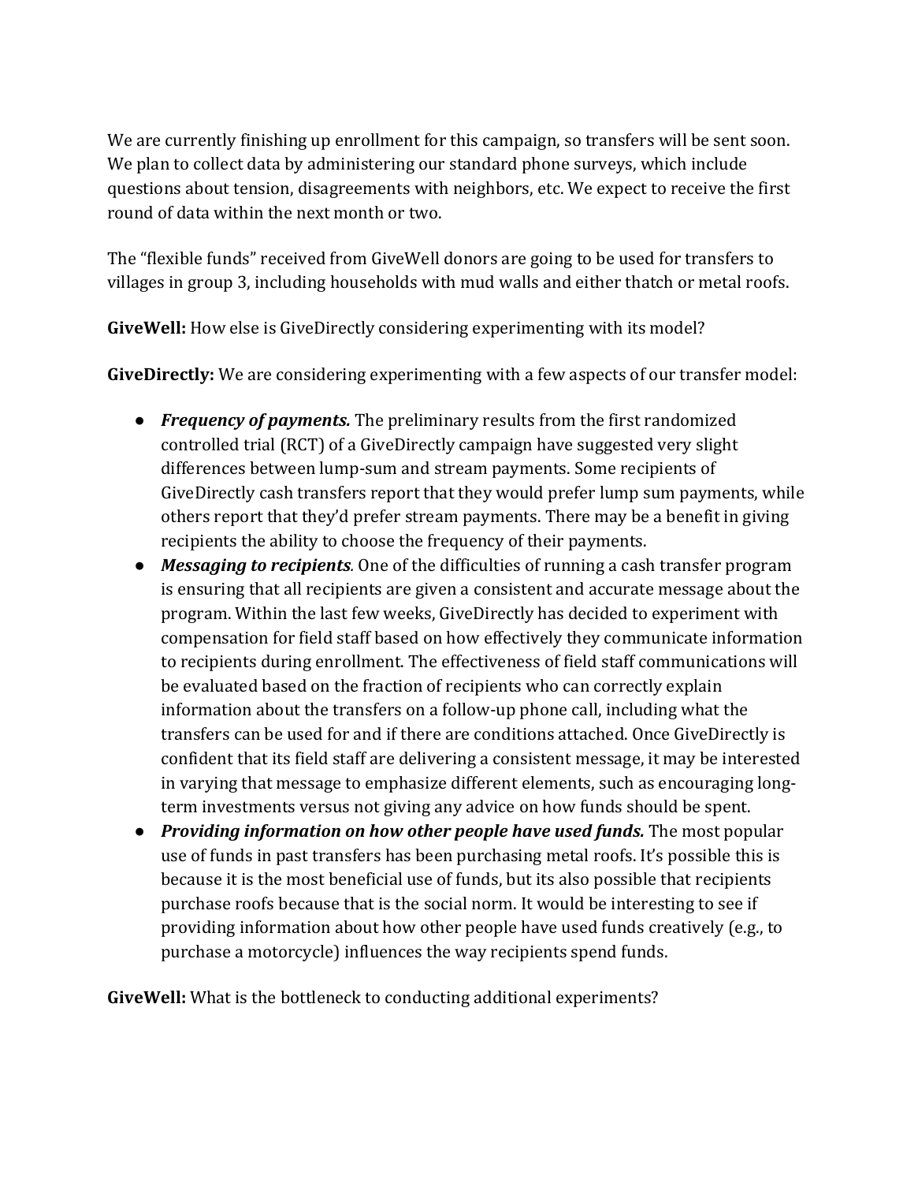We are currently finishing up enrollment for this campaign, so transfers will be sent soon. We plan to collect data by administering our standard phone surveys, which include questions about tension, disagreements with neighbors, etc. We expect to receive the first round of data within the next month or two.

The "flexible funds" received from GiveWell donors are going to be used for transfers to villages in group 3, including households with mud walls and either thatch or metal roofs.

**GiveWell:** How else is GiveDirectly considering experimenting with its model?

**GiveDirectly:** We are considering experimenting with a few aspects of our transfer model:

- ***Frequency of payments.*** The preliminary results from the first randomized controlled trial (RCT) of a GiveDirectly campaign have suggested very slight differences between lump-sum and stream payments. Some recipients of GiveDirectly cash transfers report that they would prefer lump sum payments, while others report that they'd prefer stream payments. There may be a benefit in giving recipients the ability to choose the frequency of their payments.
- ***Messaging to recipients*.** One of the difficulties of running a cash transfer program is ensuring that all recipients are given a consistent and accurate message about the program. Within the last few weeks, GiveDirectly has decided to experiment with compensation for field staff based on how effectively they communicate information to recipients during enrollment. The effectiveness of field staff communications will be evaluated based on the fraction of recipients who can correctly explain information about the transfers on a follow-up phone call, including what the transfers can be used for and if there are conditions attached. Once GiveDirectly is confident that its field staff are delivering a consistent message, it may be interested in varying that message to emphasize different elements, such as encouraging long-term investments versus not giving any advice on how funds should be spent.
- ***Providing information on how other people have used funds.*** The most popular use of funds in past transfers has been purchasing metal roofs. It's possible this is because it is the most beneficial use of funds, but its also possible that recipients purchase roofs because that is the social norm. It would be interesting to see if providing information about how other people have used funds creatively (e.g., to purchase a motorcycle) influences the way recipients spend funds.

**GiveWell:** What is the bottleneck to conducting additional experiments?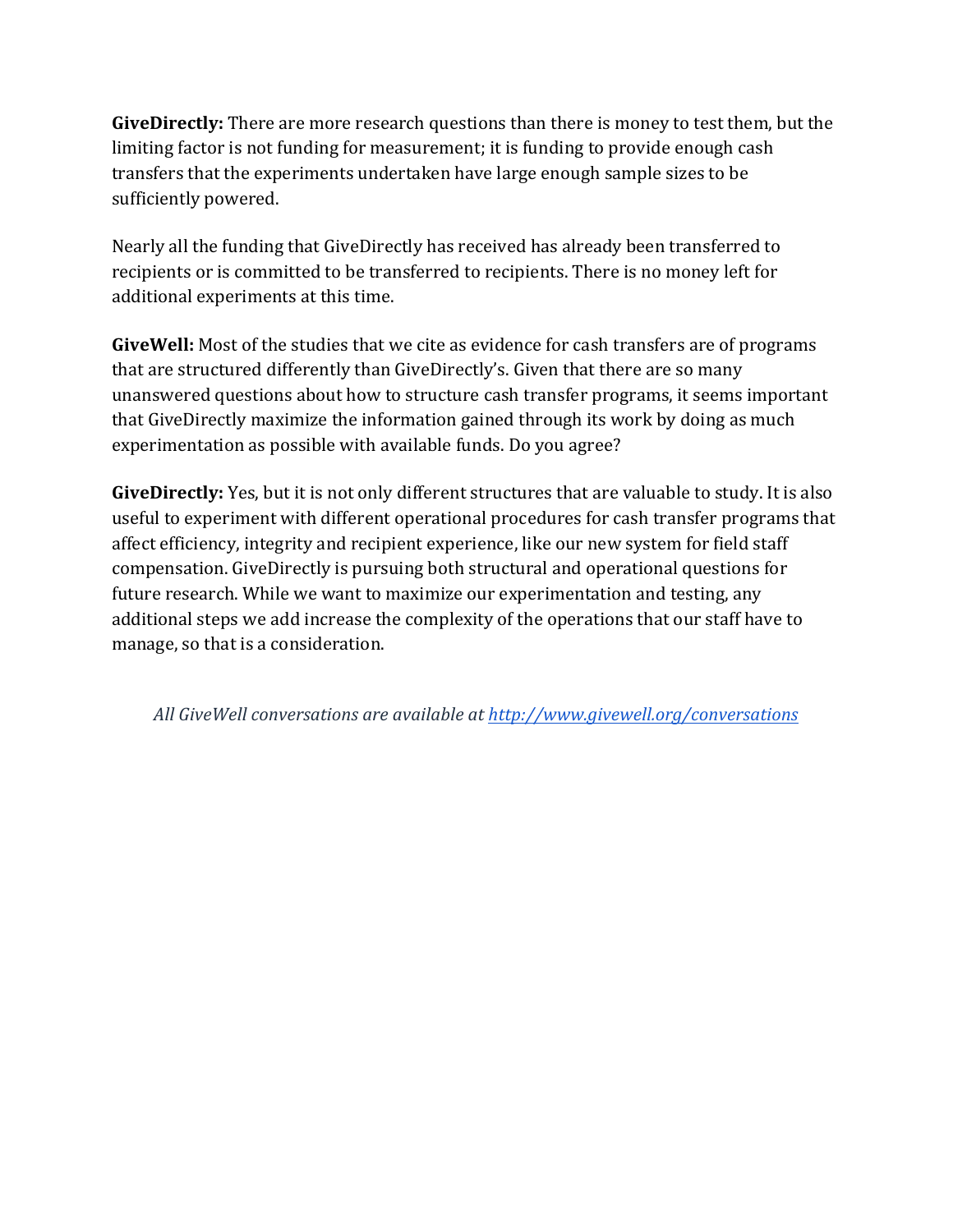**GiveDirectly:** There are more research questions than there is money to test them, but the limiting factor is not funding for measurement; it is funding to provide enough cash transfers that the experiments undertaken have large enough sample sizes to be sufficiently powered.

Nearly all the funding that GiveDirectly has received has already been transferred to recipients or is committed to be transferred to recipients. There is no money left for additional experiments at this time.

**GiveWell:** Most of the studies that we cite as evidence for cash transfers are of programs that are structured differently than GiveDirectly's. Given that there are so many unanswered questions about how to structure cash transfer programs, it seems important that GiveDirectly maximize the information gained through its work by doing as much experimentation as possible with available funds. Do you agree?

**GiveDirectly:** Yes, but it is not only different structures that are valuable to study. It is also useful to experiment with different operational procedures for cash transfer programs that affect efficiency, integrity and recipient experience, like our new system for field staff compensation. GiveDirectly is pursuing both structural and operational questions for future research. While we want to maximize our experimentation and testing, any additional steps we add increase the complexity of the operations that our staff have to manage, so that is a consideration.

*All GiveWell conversations are available at [http://www.givewell.org/conversations](http://www.givewell.org/conversations)*